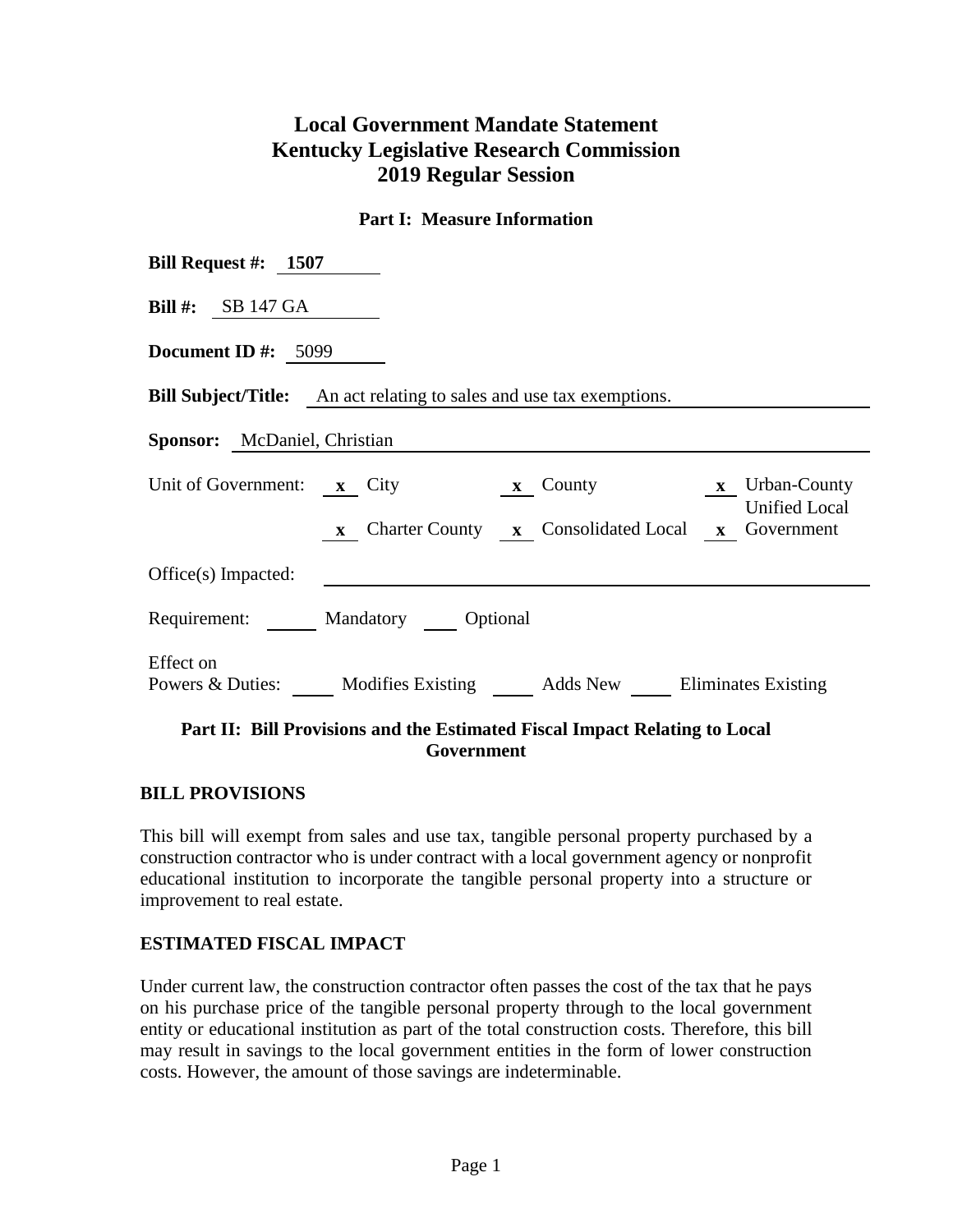# Local Government Mandate Statement
# Kentucky Legislative Research Commission
# 2019 Regular Session

### Part I: Measure Information

**Bill Request #:** **1507**

**Bill #:** SB 147 GA

**Document ID #:** 5099

**Bill Subject/Title:** An act relating to sales and use tax exemptions.

**Sponsor:** McDaniel, Christian

Unit of Government: **x** City **x** County **x** Urban-County **x** Charter County **x** Consolidated Local **x** Unified Local Government

Office(s) Impacted:

Requirement: ___ Mandatory ___ Optional

Effect on Powers & Duties: ___ Modifies Existing ___ Adds New ___ Eliminates Existing

### Part II: Bill Provisions and the Estimated Fiscal Impact Relating to Local Government

**BILL PROVISIONS**

This bill will exempt from sales and use tax, tangible personal property purchased by a construction contractor who is under contract with a local government agency or nonprofit educational institution to incorporate the tangible personal property into a structure or improvement to real estate.

**ESTIMATED FISCAL IMPACT**

Under current law, the construction contractor often passes the cost of the tax that he pays on his purchase price of the tangible personal property through to the local government entity or educational institution as part of the total construction costs. Therefore, this bill may result in savings to the local government entities in the form of lower construction costs. However, the amount of those savings are indeterminable.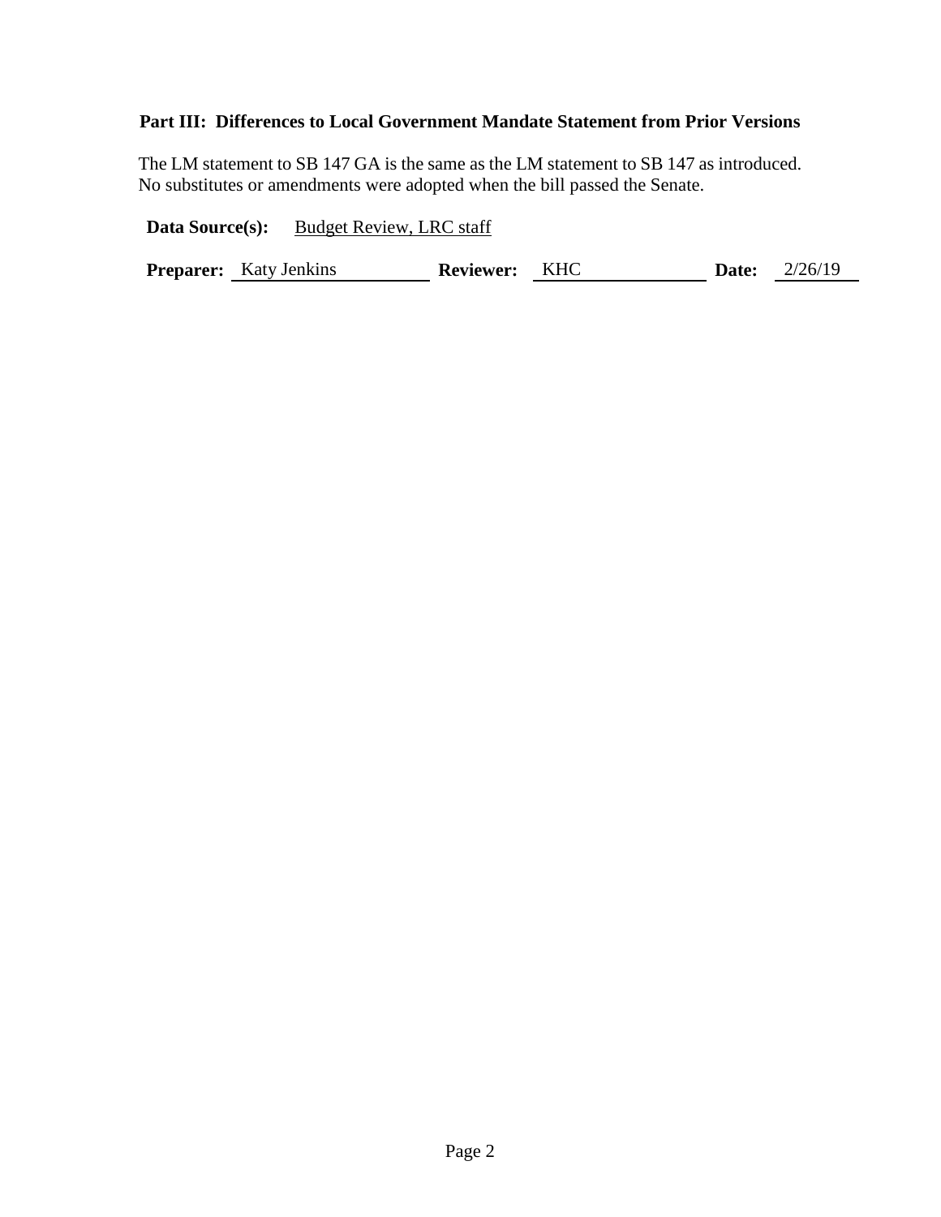**Part III: Differences to Local Government Mandate Statement from Prior Versions**

The LM statement to SB 147 GA is the same as the LM statement to SB 147 as introduced. No substitutes or amendments were adopted when the bill passed the Senate.

**Data Source(s):** Budget Review, LRC staff

**Preparer:** Katy Jenkins **Reviewer:** KHC **Date:** 2/26/19